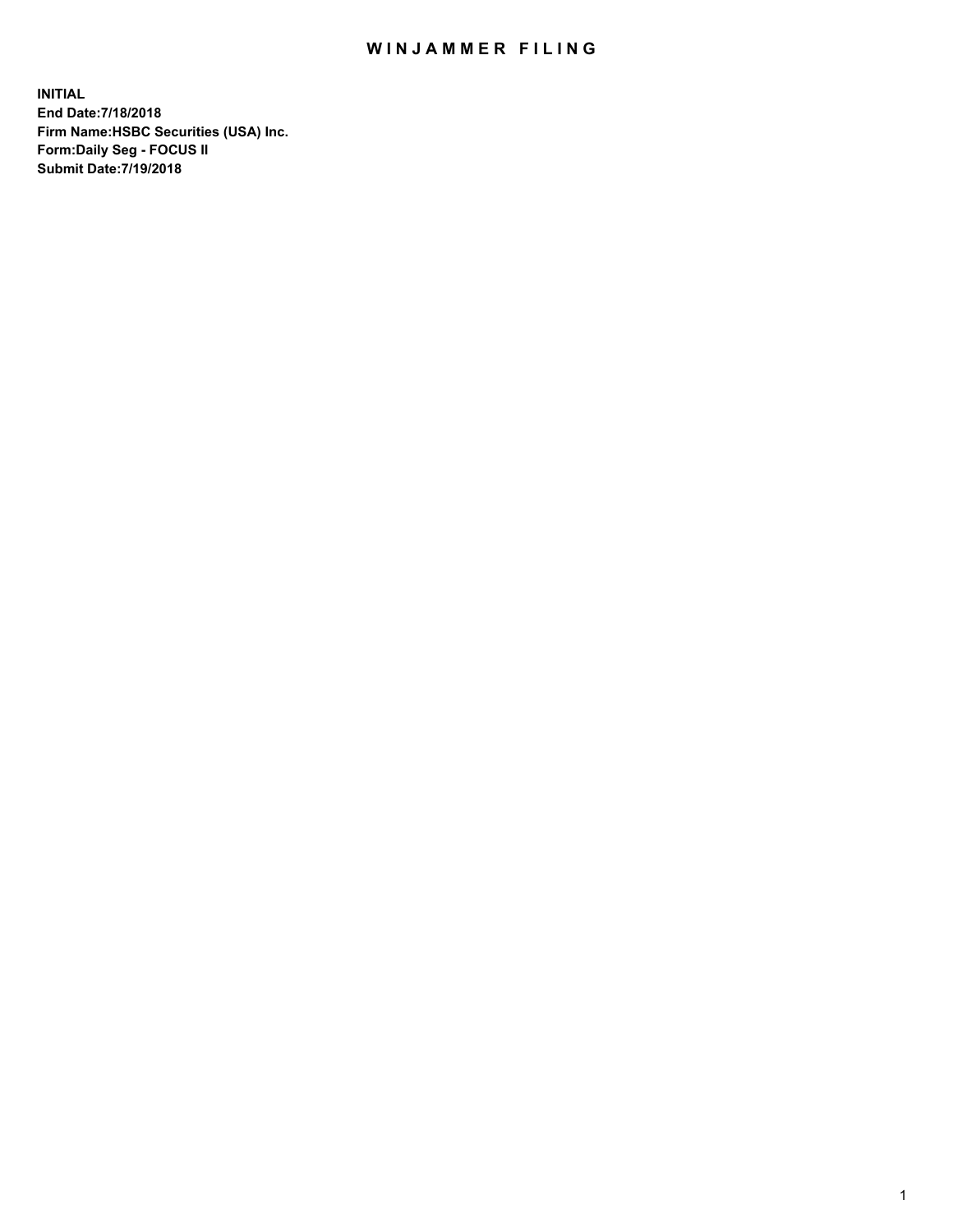# WINJAMMER FILING

**INITIAL**
**End Date:7/18/2018**
**Firm Name:HSBC Securities (USA) Inc.**
**Form:Daily Seg - FOCUS II**
**Submit Date:7/19/2018**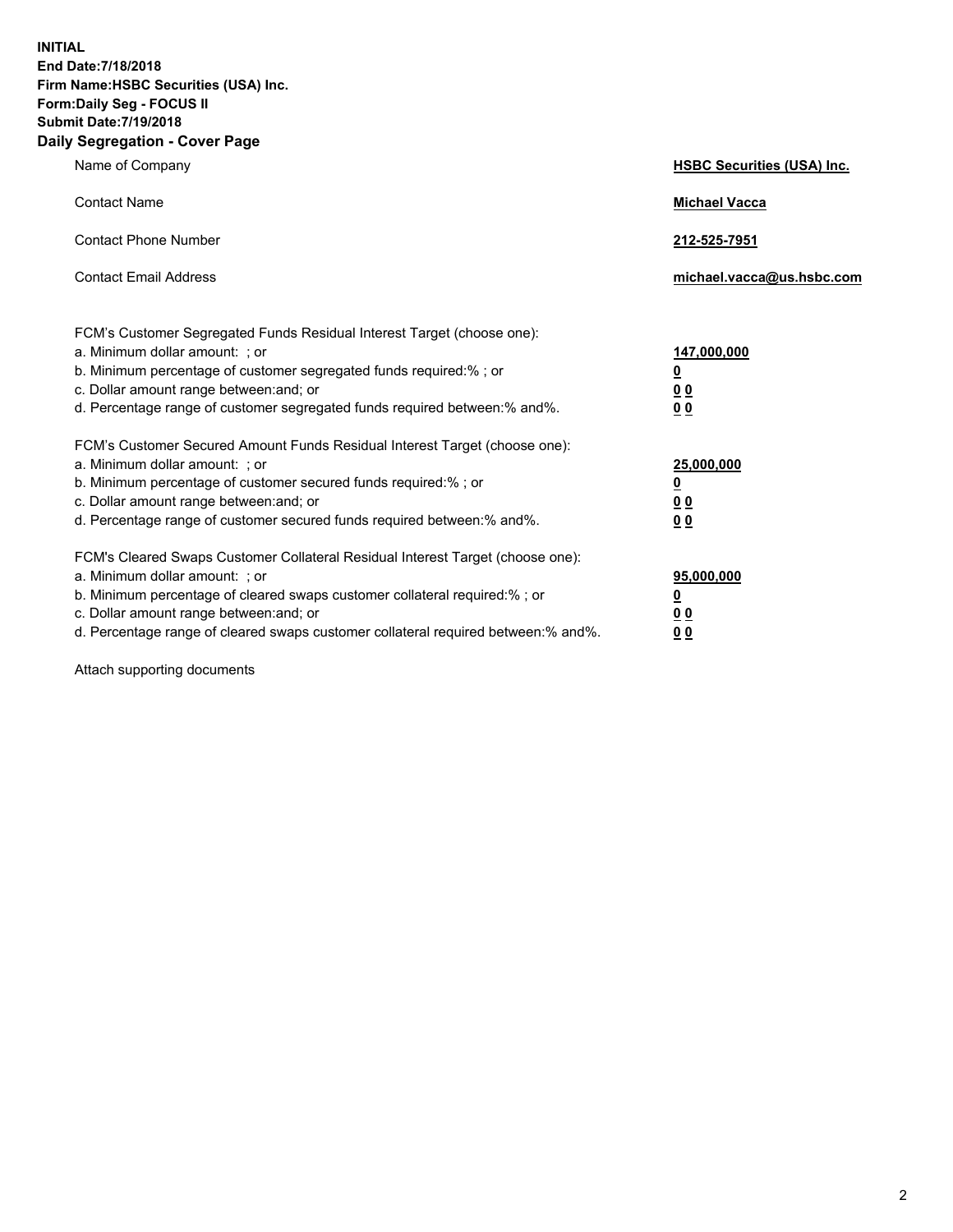**INITIAL**
**End Date:7/18/2018**
**Firm Name:HSBC Securities (USA) Inc.**
**Form:Daily Seg - FOCUS II**
**Submit Date:7/19/2018**

## Daily Segregation - Cover Page

| | |
|---|---|
| Name of Company | **HSBC Securities (USA) Inc.** |
| Contact Name | **Michael Vacca** |
| Contact Phone Number | **212-525-7951** |
| Contact Email Address | **michael.vacca@us.hsbc.com** |

| | |
|---|---|
| FCM's Customer Segregated Funds Residual Interest Target (choose one): | |
| a. Minimum dollar amount: ; or | **147,000,000** |
| b. Minimum percentage of customer segregated funds required:% ; or | **0** |
| c. Dollar amount range between:and; or | **0 0** |
| d. Percentage range of customer segregated funds required between:% and%. | **0 0** |
| FCM's Customer Secured Amount Funds Residual Interest Target (choose one): | |
| a. Minimum dollar amount: ; or | **25,000,000** |
| b. Minimum percentage of customer secured funds required:% ; or | **0** |
| c. Dollar amount range between:and; or | **0 0** |
| d. Percentage range of customer secured funds required between:% and%. | **0 0** |
| FCM's Cleared Swaps Customer Collateral Residual Interest Target (choose one): | |
| a. Minimum dollar amount: ; or | **95,000,000** |
| b. Minimum percentage of cleared swaps customer collateral required:% ; or | **0** |
| c. Dollar amount range between:and; or | **0 0** |
| d. Percentage range of cleared swaps customer collateral required between:% and%. | **0 0** |

Attach supporting documents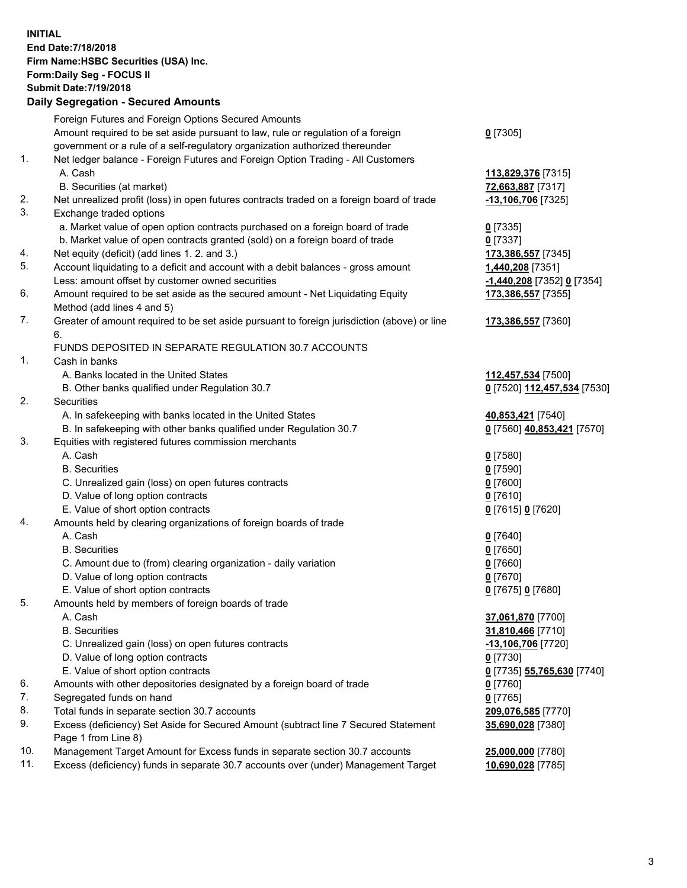**INITIAL**
**End Date:7/18/2018**
**Firm Name:HSBC Securities (USA) Inc.**
**Form:Daily Seg - FOCUS II**
**Submit Date:7/19/2018**

**Daily Segregation - Secured Amounts**

| | | |
|---|---|---|
| | Foreign Futures and Foreign Options Secured Amounts | |
| | Amount required to be set aside pursuant to law, rule or regulation of a foreign government or a rule of a self-regulatory organization authorized thereunder | **0** [7305] |
| 1. | Net ledger balance - Foreign Futures and Foreign Option Trading - All Customers | |
| | A. Cash | **113,829,376** [7315] |
| | B. Securities (at market) | **72,663,887** [7317] |
| 2. | Net unrealized profit (loss) in open futures contracts traded on a foreign board of trade | **-13,106,706** [7325] |
| 3. | Exchange traded options | |
| | a. Market value of open option contracts purchased on a foreign board of trade | **0** [7335] |
| | b. Market value of open contracts granted (sold) on a foreign board of trade | **0** [7337] |
| 4. | Net equity (deficit) (add lines 1. 2. and 3.) | **173,386,557** [7345] |
| 5. | Account liquidating to a deficit and account with a debit balances - gross amount | **1,440,208** [7351] |
| | Less: amount offset by customer owned securities | **-1,440,208** [7352] **0** [7354] |
| 6. | Amount required to be set aside as the secured amount - Net Liquidating Equity Method (add lines 4 and 5) | **173,386,557** [7355] |
| 7. | Greater of amount required to be set aside pursuant to foreign jurisdiction (above) or line 6. | **173,386,557** [7360] |
| | FUNDS DEPOSITED IN SEPARATE REGULATION 30.7 ACCOUNTS | |
| 1. | Cash in banks | |
| | A. Banks located in the United States | **112,457,534** [7500] |
| | B. Other banks qualified under Regulation 30.7 | **0** [7520] **112,457,534** [7530] |
| 2. | Securities | |
| | A. In safekeeping with banks located in the United States | **40,853,421** [7540] |
| | B. In safekeeping with other banks qualified under Regulation 30.7 | **0** [7560] **40,853,421** [7570] |
| 3. | Equities with registered futures commission merchants | |
| | A. Cash | **0** [7580] |
| | B. Securities | **0** [7590] |
| | C. Unrealized gain (loss) on open futures contracts | **0** [7600] |
| | D. Value of long option contracts | **0** [7610] |
| | E. Value of short option contracts | **0** [7615] **0** [7620] |
| 4. | Amounts held by clearing organizations of foreign boards of trade | |
| | A. Cash | **0** [7640] |
| | B. Securities | **0** [7650] |
| | C. Amount due to (from) clearing organization - daily variation | **0** [7660] |
| | D. Value of long option contracts | **0** [7670] |
| | E. Value of short option contracts | **0** [7675] **0** [7680] |
| 5. | Amounts held by members of foreign boards of trade | |
| | A. Cash | **37,061,870** [7700] |
| | B. Securities | **31,810,466** [7710] |
| | C. Unrealized gain (loss) on open futures contracts | **-13,106,706** [7720] |
| | D. Value of long option contracts | **0** [7730] |
| | E. Value of short option contracts | **0** [7735] **55,765,630** [7740] |
| 6. | Amounts with other depositories designated by a foreign board of trade | **0** [7760] |
| 7. | Segregated funds on hand | **0** [7765] |
| 8. | Total funds in separate section 30.7 accounts | **209,076,585** [7770] |
| 9. | Excess (deficiency) Set Aside for Secured Amount (subtract line 7 Secured Statement Page 1 from Line 8) | **35,690,028** [7380] |
| 10. | Management Target Amount for Excess funds in separate section 30.7 accounts | **25,000,000** [7780] |
| 11. | Excess (deficiency) funds in separate 30.7 accounts over (under) Management Target | **10,690,028** [7785] |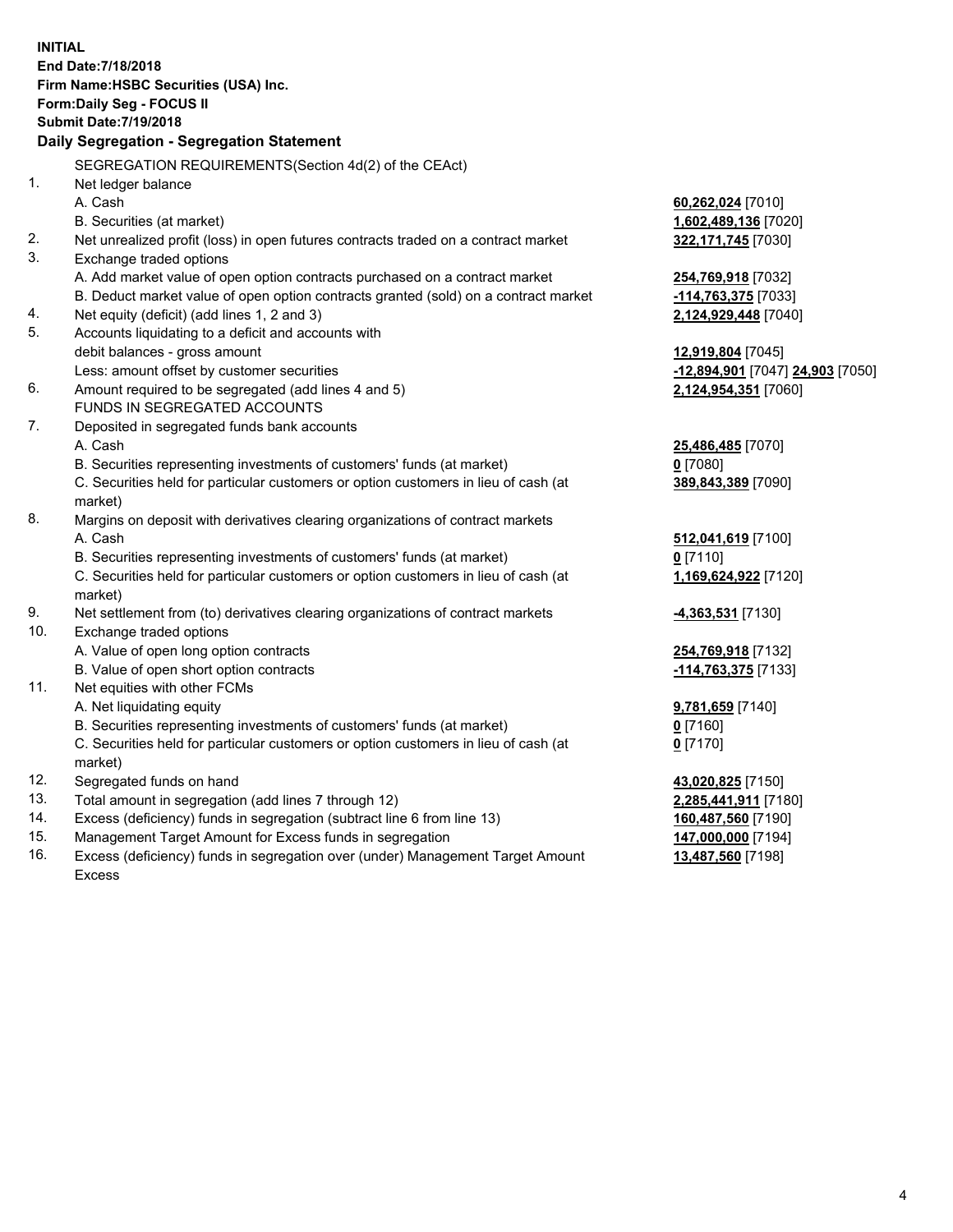**INITIAL**
**End Date:7/18/2018**
**Firm Name:HSBC Securities (USA) Inc.**
**Form:Daily Seg - FOCUS II**
**Submit Date:7/19/2018**

## Daily Segregation - Segregation Statement

SEGREGATION REQUIREMENTS(Section 4d(2) of the CEAct)

| | | |
|---|---|---|
| 1. | Net ledger balance | |
| | A. Cash | **60,262,024** [7010] |
| | B. Securities (at market) | **1,602,489,136** [7020] |
| 2. | Net unrealized profit (loss) in open futures contracts traded on a contract market | **322,171,745** [7030] |
| 3. | Exchange traded options | |
| | A. Add market value of open option contracts purchased on a contract market | **254,769,918** [7032] |
| | B. Deduct market value of open option contracts granted (sold) on a contract market | **-114,763,375** [7033] |
| 4. | Net equity (deficit) (add lines 1, 2 and 3) | **2,124,929,448** [7040] |
| 5. | Accounts liquidating to a deficit and accounts with debit balances - gross amount | **12,919,804** [7045] |
| | Less: amount offset by customer securities | **-12,894,901** [7047] **24,903** [7050] |
| 6. | Amount required to be segregated (add lines 4 and 5) | **2,124,954,351** [7060] |
| | FUNDS IN SEGREGATED ACCOUNTS | |
| 7. | Deposited in segregated funds bank accounts | |
| | A. Cash | **25,486,485** [7070] |
| | B. Securities representing investments of customers' funds (at market) | **0** [7080] |
| | C. Securities held for particular customers or option customers in lieu of cash (at market) | **389,843,389** [7090] |
| 8. | Margins on deposit with derivatives clearing organizations of contract markets | |
| | A. Cash | **512,041,619** [7100] |
| | B. Securities representing investments of customers' funds (at market) | **0** [7110] |
| | C. Securities held for particular customers or option customers in lieu of cash (at market) | **1,169,624,922** [7120] |
| 9. | Net settlement from (to) derivatives clearing organizations of contract markets | **-4,363,531** [7130] |
| 10. | Exchange traded options | |
| | A. Value of open long option contracts | **254,769,918** [7132] |
| | B. Value of open short option contracts | **-114,763,375** [7133] |
| 11. | Net equities with other FCMs | |
| | A. Net liquidating equity | **9,781,659** [7140] |
| | B. Securities representing investments of customers' funds (at market) | **0** [7160] |
| | C. Securities held for particular customers or option customers in lieu of cash (at market) | **0** [7170] |
| 12. | Segregated funds on hand | **43,020,825** [7150] |
| 13. | Total amount in segregation (add lines 7 through 12) | **2,285,441,911** [7180] |
| 14. | Excess (deficiency) funds in segregation (subtract line 6 from line 13) | **160,487,560** [7190] |
| 15. | Management Target Amount for Excess funds in segregation | **147,000,000** [7194] |
| 16. | Excess (deficiency) funds in segregation over (under) Management Target Amount Excess | **13,487,560** [7198] |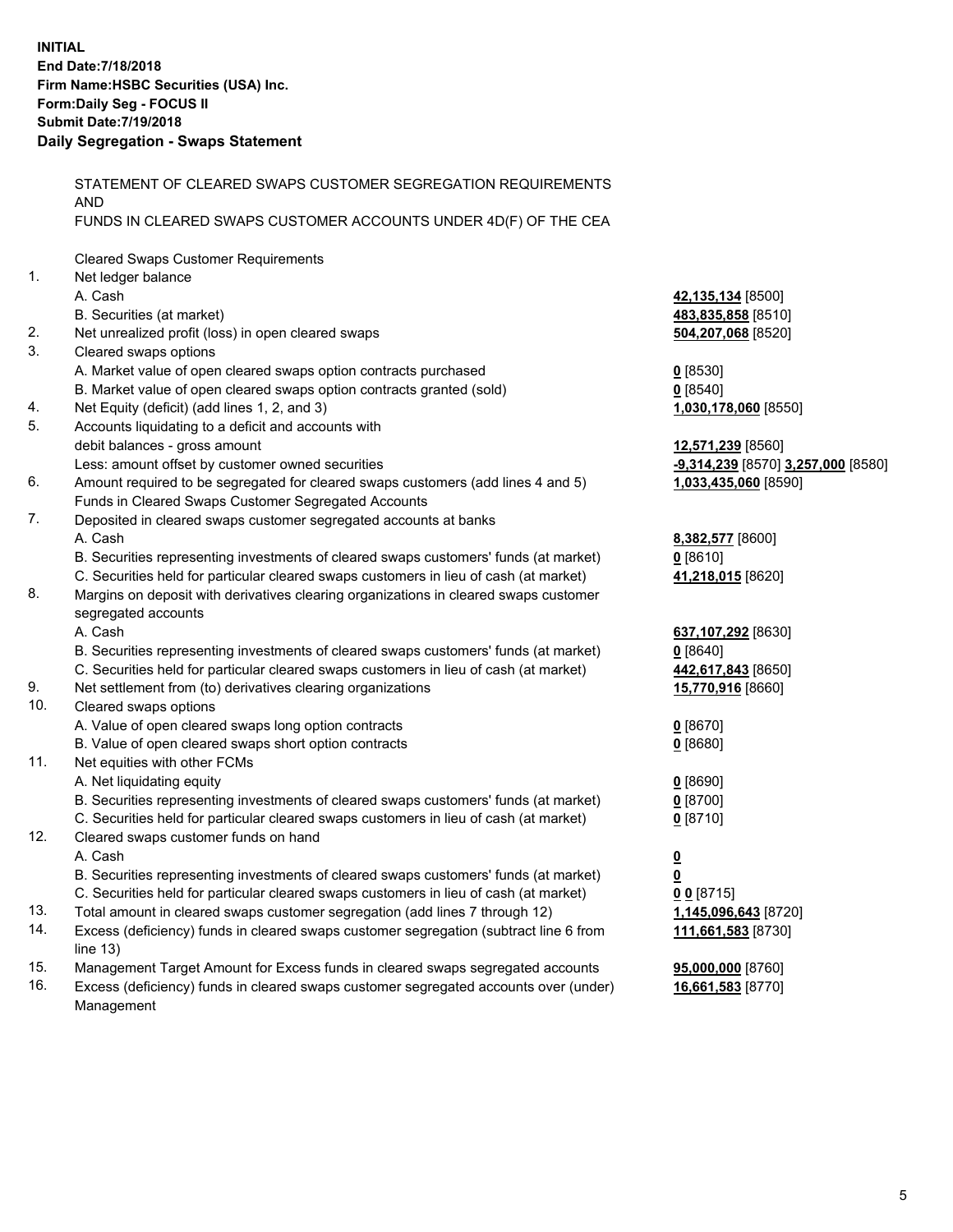**INITIAL**
**End Date:7/18/2018**
**Firm Name:HSBC Securities (USA) Inc.**
**Form:Daily Seg - FOCUS II**
**Submit Date:7/19/2018**
**Daily Segregation - Swaps Statement**

STATEMENT OF CLEARED SWAPS CUSTOMER SEGREGATION REQUIREMENTS AND FUNDS IN CLEARED SWAPS CUSTOMER ACCOUNTS UNDER 4D(F) OF THE CEA

| | | |
|---|---|---|
| | Cleared Swaps Customer Requirements | |
| 1. | Net ledger balance | |
| | A. Cash | **42,135,134** [8500] |
| | B. Securities (at market) | **483,835,858** [8510] |
| 2. | Net unrealized profit (loss) in open cleared swaps | **504,207,068** [8520] |
| 3. | Cleared swaps options | |
| | A. Market value of open cleared swaps option contracts purchased | **0** [8530] |
| | B. Market value of open cleared swaps option contracts granted (sold) | **0** [8540] |
| 4. | Net Equity (deficit) (add lines 1, 2, and 3) | **1,030,178,060** [8550] |
| 5. | Accounts liquidating to a deficit and accounts with debit balances - gross amount | **12,571,239** [8560] |
| | Less: amount offset by customer owned securities | **-9,314,239** [8570] **3,257,000** [8580] |
| 6. | Amount required to be segregated for cleared swaps customers (add lines 4 and 5) | **1,033,435,060** [8590] |
| | Funds in Cleared Swaps Customer Segregated Accounts | |
| 7. | Deposited in cleared swaps customer segregated accounts at banks | |
| | A. Cash | **8,382,577** [8600] |
| | B. Securities representing investments of cleared swaps customers' funds (at market) | **0** [8610] |
| | C. Securities held for particular cleared swaps customers in lieu of cash (at market) | **41,218,015** [8620] |
| 8. | Margins on deposit with derivatives clearing organizations in cleared swaps customer segregated accounts | |
| | A. Cash | **637,107,292** [8630] |
| | B. Securities representing investments of cleared swaps customers' funds (at market) | **0** [8640] |
| | C. Securities held for particular cleared swaps customers in lieu of cash (at market) | **442,617,843** [8650] |
| 9. | Net settlement from (to) derivatives clearing organizations | **15,770,916** [8660] |
| 10. | Cleared swaps options | |
| | A. Value of open cleared swaps long option contracts | **0** [8670] |
| | B. Value of open cleared swaps short option contracts | **0** [8680] |
| 11. | Net equities with other FCMs | |
| | A. Net liquidating equity | **0** [8690] |
| | B. Securities representing investments of cleared swaps customers' funds (at market) | **0** [8700] |
| | C. Securities held for particular cleared swaps customers in lieu of cash (at market) | **0** [8710] |
| 12. | Cleared swaps customer funds on hand | |
| | A. Cash | **0** |
| | B. Securities representing investments of cleared swaps customers' funds (at market) | **0** |
| | C. Securities held for particular cleared swaps customers in lieu of cash (at market) | **0** **0** [8715] |
| 13. | Total amount in cleared swaps customer segregation (add lines 7 through 12) | **1,145,096,643** [8720] |
| 14. | Excess (deficiency) funds in cleared swaps customer segregation (subtract line 6 from line 13) | **111,661,583** [8730] |
| 15. | Management Target Amount for Excess funds in cleared swaps segregated accounts | **95,000,000** [8760] |
| 16. | Excess (deficiency) funds in cleared swaps customer segregated accounts over (under) Management | **16,661,583** [8770] |